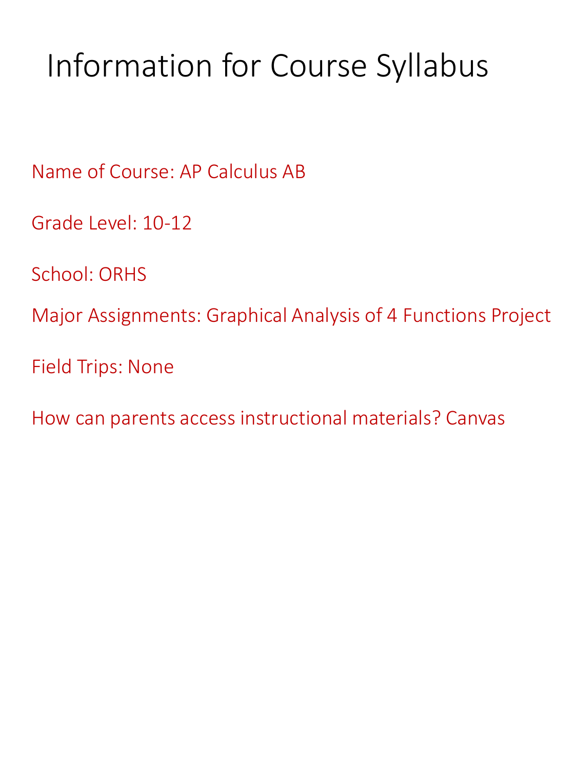# Information for Course Syllabus

Name of Course: AP Calculus AB

Grade Level: 10-12

School: ORHS

Major Assignments: Graphical Analysis of 4 Functions Project

Field Trips: None

How can parents access instructional materials? Canvas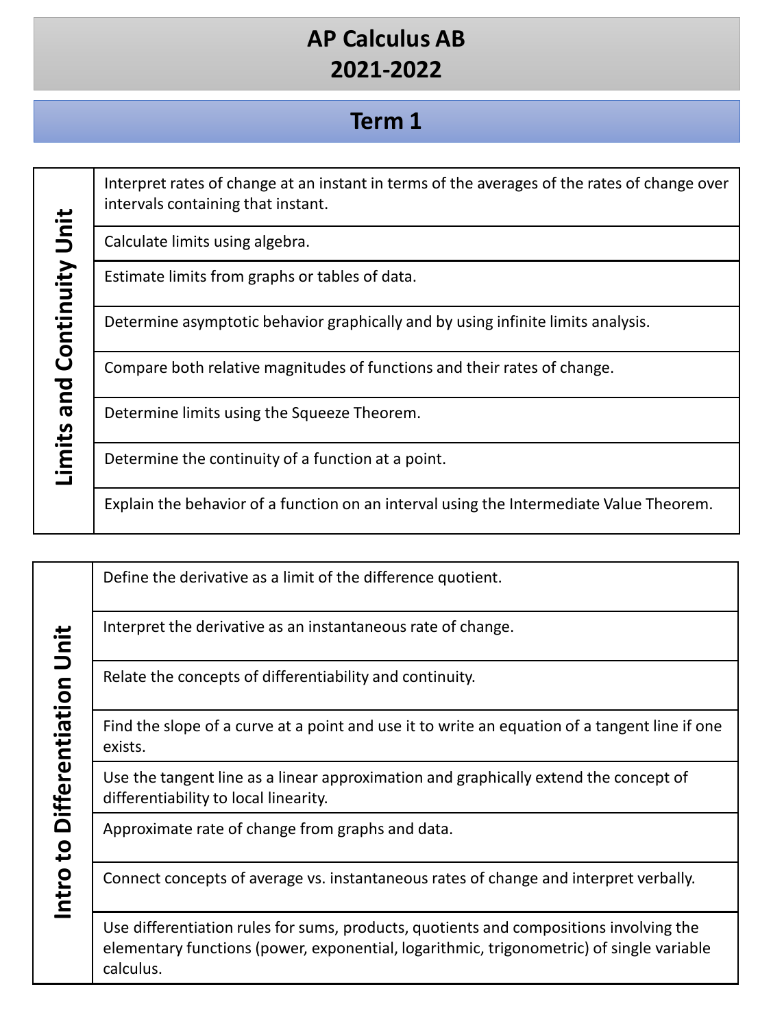# AP Calculus AB
# 2021-2022

## Term 1

| Limits and Continuity Unit | |
|---|---|
| | Interpret rates of change at an instant in terms of the averages of the rates of change over intervals containing that instant. |
| | Calculate limits using algebra. |
| | Estimate limits from graphs or tables of data. |
| | Determine asymptotic behavior graphically and by using infinite limits analysis. |
| | Compare both relative magnitudes of functions and their rates of change. |
| | Determine limits using the Squeeze Theorem. |
| | Determine the continuity of a function at a point. |
| | Explain the behavior of a function on an interval using the Intermediate Value Theorem. |

| Intro to Differentiation Unit | |
|---|---|
| | Define the derivative as a limit of the difference quotient. |
| | Interpret the derivative as an instantaneous rate of change. |
| | Relate the concepts of differentiability and continuity. |
| | Find the slope of a curve at a point and use it to write an equation of a tangent line if one exists. |
| | Use the tangent line as a linear approximation and graphically extend the concept of differentiability to local linearity. |
| | Approximate rate of change from graphs and data. |
| | Connect concepts of average vs. instantaneous rates of change and interpret verbally. |
| | Use differentiation rules for sums, products, quotients and compositions involving the elementary functions (power, exponential, logarithmic, trigonometric) of single variable calculus. |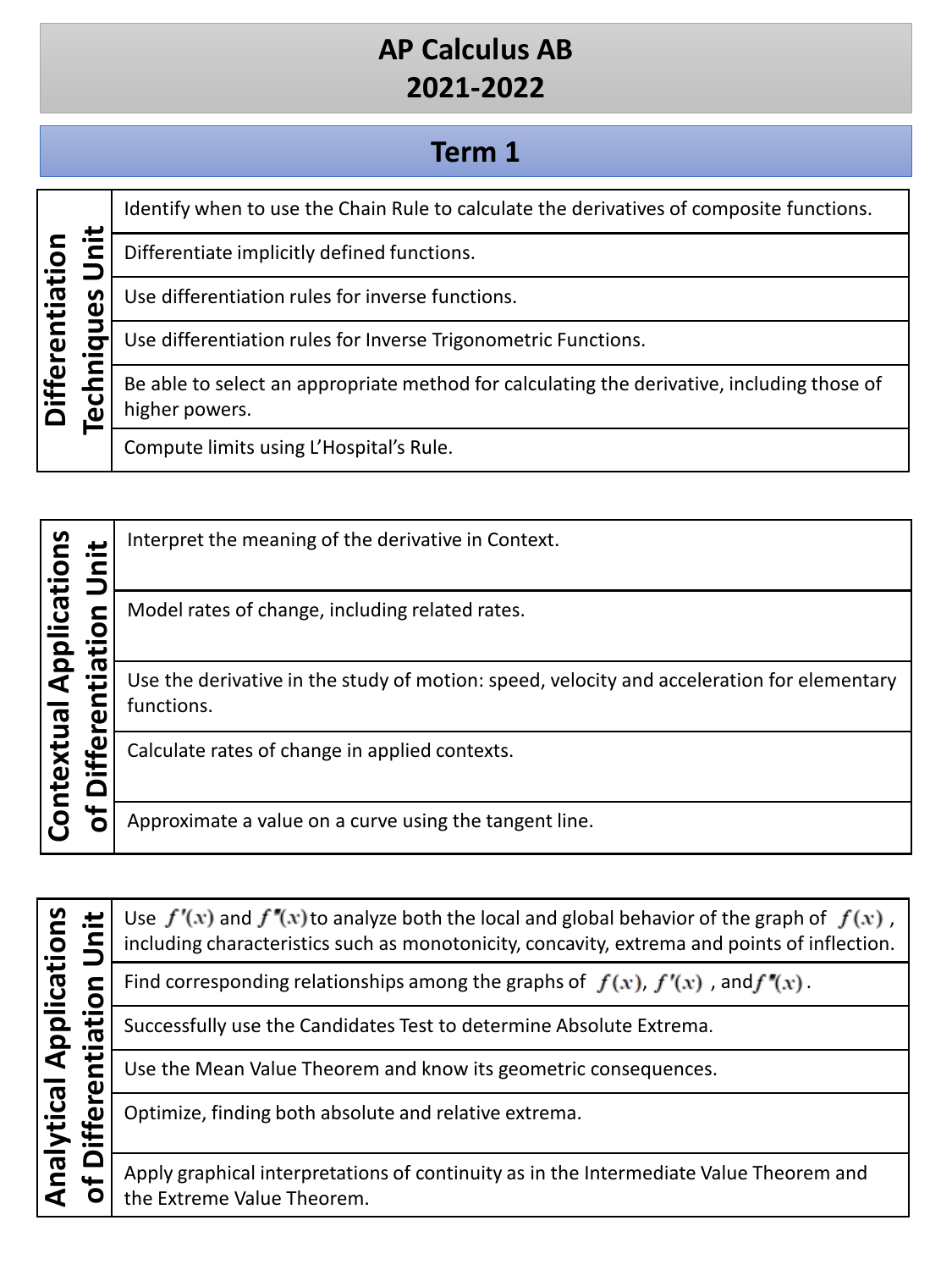# AP Calculus AB
# 2021-2022

## Term 1

| Differentiation Techniques Unit |
| --- |
| Identify when to use the Chain Rule to calculate the derivatives of composite functions. |
| Differentiate implicitly defined functions. |
| Use differentiation rules for inverse functions. |
| Use differentiation rules for Inverse Trigonometric Functions. |
| Be able to select an appropriate method for calculating the derivative, including those of higher powers. |
| Compute limits using L'Hospital's Rule. |

| Contextual Applications of Differentiation Unit |
| --- |
| Interpret the meaning of the derivative in Context. |
| Model rates of change, including related rates. |
| Use the derivative in the study of motion: speed, velocity and acceleration for elementary functions. |
| Calculate rates of change in applied contexts. |
| Approximate a value on a curve using the tangent line. |

| Analytical Applications of Differentiation Unit |
| --- |
| Use $f'(x)$ and $f''(x)$ to analyze both the local and global behavior of the graph of $f(x)$, including characteristics such as monotonicity, concavity, extrema and points of inflection. |
| Find corresponding relationships among the graphs of $f(x)$, $f'(x)$, and $f''(x)$. |
| Successfully use the Candidates Test to determine Absolute Extrema. |
| Use the Mean Value Theorem and know its geometric consequences. |
| Optimize, finding both absolute and relative extrema. |
| Apply graphical interpretations of continuity as in the Intermediate Value Theorem and the Extreme Value Theorem. |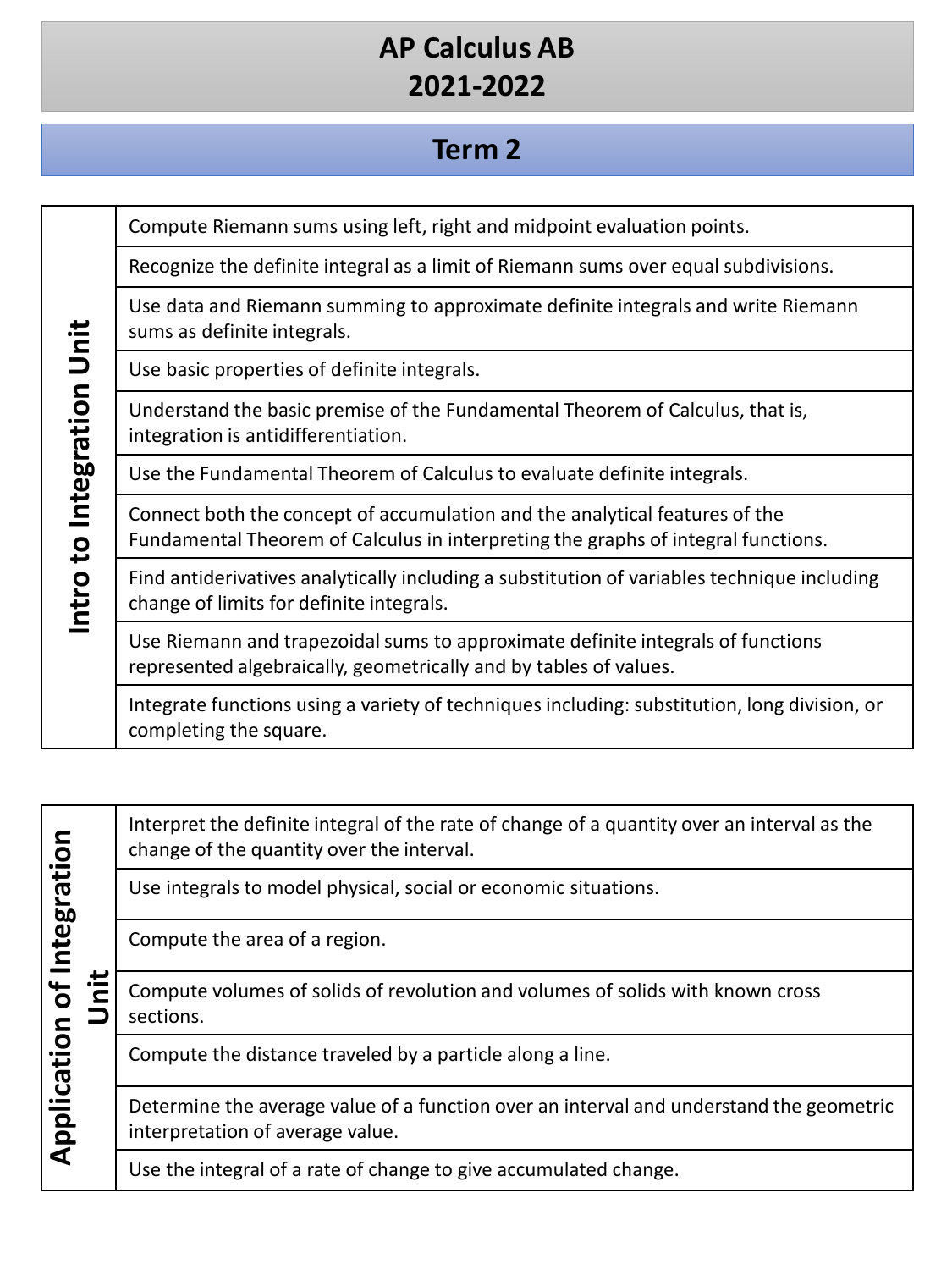# AP Calculus AB
# 2021-2022

## Term 2

| Intro to Integration Unit | |
|---|---|
| | Compute Riemann sums using left, right and midpoint evaluation points. |
| | Recognize the definite integral as a limit of Riemann sums over equal subdivisions. |
| | Use data and Riemann summing to approximate definite integrals and write Riemann sums as definite integrals. |
| | Use basic properties of definite integrals. |
| | Understand the basic premise of the Fundamental Theorem of Calculus, that is, integration is antidifferentiation. |
| | Use the Fundamental Theorem of Calculus to evaluate definite integrals. |
| | Connect both the concept of accumulation and the analytical features of the Fundamental Theorem of Calculus in interpreting the graphs of integral functions. |
| | Find antiderivatives analytically including a substitution of variables technique including change of limits for definite integrals. |
| | Use Riemann and trapezoidal sums to approximate definite integrals of functions represented algebraically, geometrically and by tables of values. |
| | Integrate functions using a variety of techniques including: substitution, long division, or completing the square. |

| Application of Integration Unit | |
|---|---|
| | Interpret the definite integral of the rate of change of a quantity over an interval as the change of the quantity over the interval. |
| | Use integrals to model physical, social or economic situations. |
| | Compute the area of a region. |
| | Compute volumes of solids of revolution and volumes of solids with known cross sections. |
| | Compute the distance traveled by a particle along a line. |
| | Determine the average value of a function over an interval and understand the geometric interpretation of average value. |
| | Use the integral of a rate of change to give accumulated change. |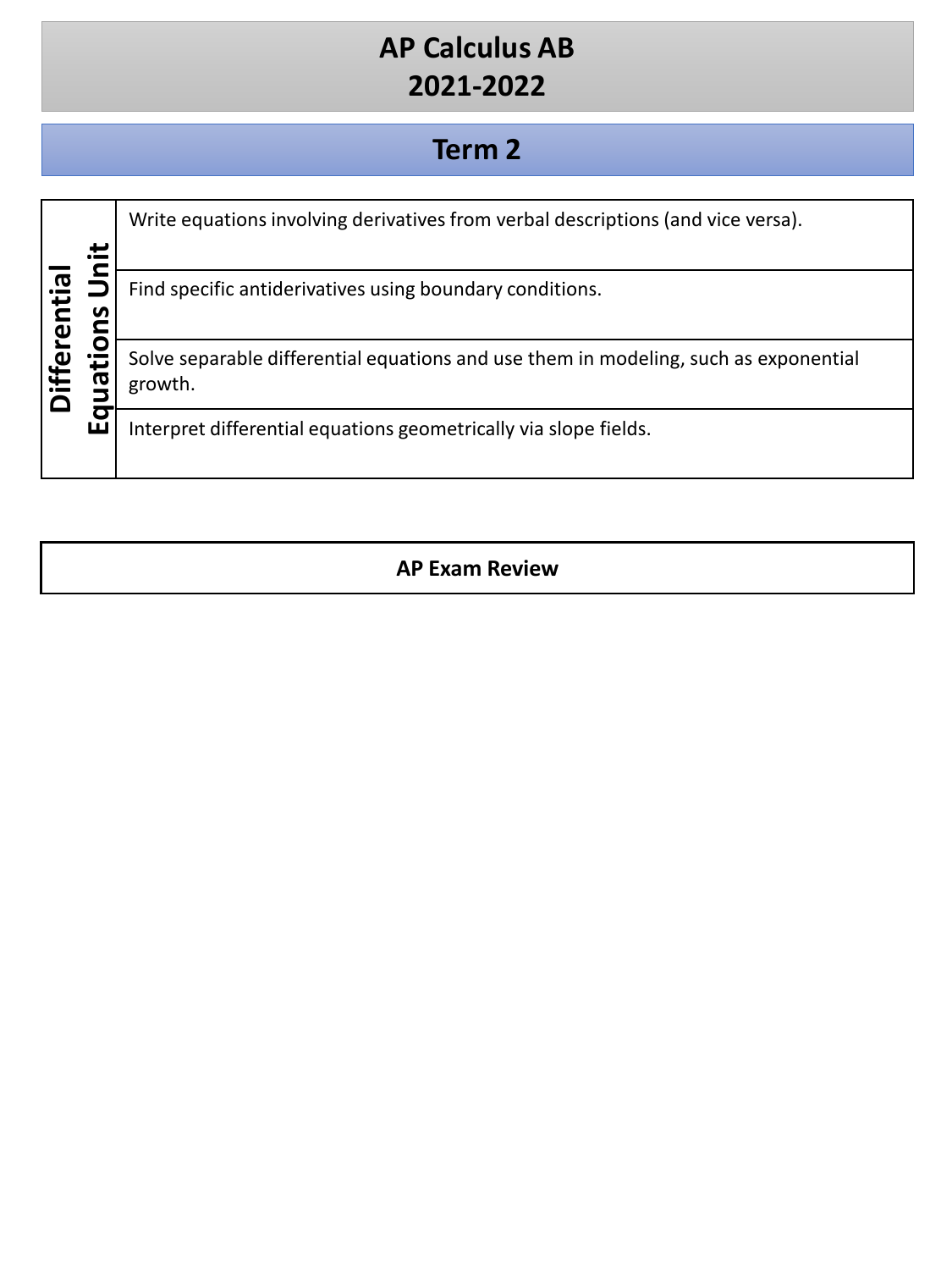# AP Calculus AB
# 2021-2022

## Term 2

| | |
|---|---|
| **Differential Equations Unit** | Write equations involving derivatives from verbal descriptions (and vice versa). |
| | Find specific antiderivatives using boundary conditions. |
| | Solve separable differential equations and use them in modeling, such as exponential growth. |
| | Interpret differential equations geometrically via slope fields. |

**AP Exam Review**